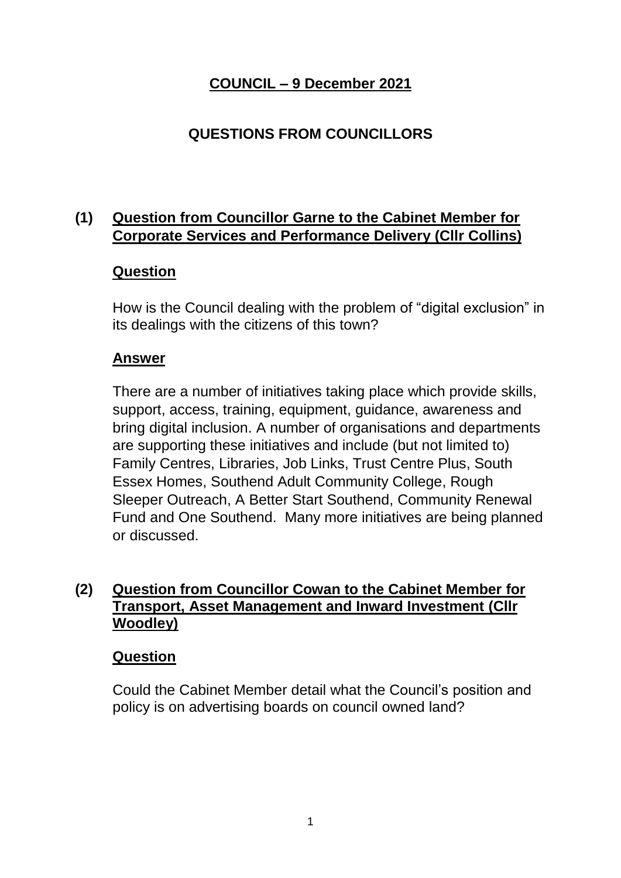# COUNCIL – 9 December 2021

## QUESTIONS FROM COUNCILLORS

### (1) Question from Councillor Garne to the Cabinet Member for Corporate Services and Performance Delivery (Cllr Collins)

**Question**

How is the Council dealing with the problem of "digital exclusion" in its dealings with the citizens of this town?

**Answer**

There are a number of initiatives taking place which provide skills, support, access, training, equipment, guidance, awareness and bring digital inclusion. A number of organisations and departments are supporting these initiatives and include (but not limited to) Family Centres, Libraries, Job Links, Trust Centre Plus, South Essex Homes, Southend Adult Community College, Rough Sleeper Outreach, A Better Start Southend, Community Renewal Fund and One Southend. Many more initiatives are being planned or discussed.

### (2) Question from Councillor Cowan to the Cabinet Member for Transport, Asset Management and Inward Investment (Cllr Woodley)

**Question**

Could the Cabinet Member detail what the Council's position and policy is on advertising boards on council owned land?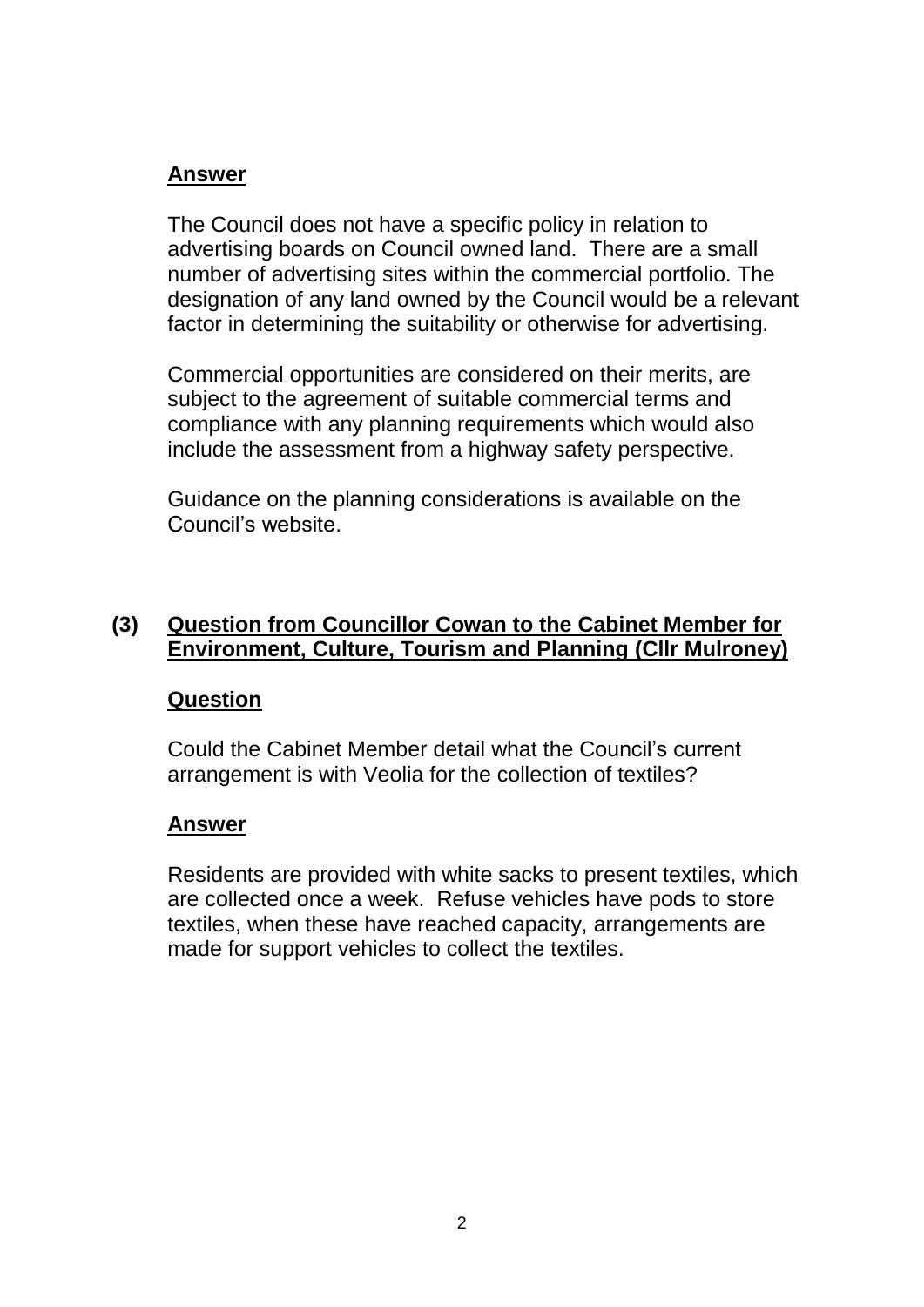**Answer**

The Council does not have a specific policy in relation to advertising boards on Council owned land. There are a small number of advertising sites within the commercial portfolio. The designation of any land owned by the Council would be a relevant factor in determining the suitability or otherwise for advertising.

Commercial opportunities are considered on their merits, are subject to the agreement of suitable commercial terms and compliance with any planning requirements which would also include the assessment from a highway safety perspective.

Guidance on the planning considerations is available on the Council's website.

## (3) Question from Councillor Cowan to the Cabinet Member for Environment, Culture, Tourism and Planning (Cllr Mulroney)

**Question**

Could the Cabinet Member detail what the Council's current arrangement is with Veolia for the collection of textiles?

**Answer**

Residents are provided with white sacks to present textiles, which are collected once a week. Refuse vehicles have pods to store textiles, when these have reached capacity, arrangements are made for support vehicles to collect the textiles.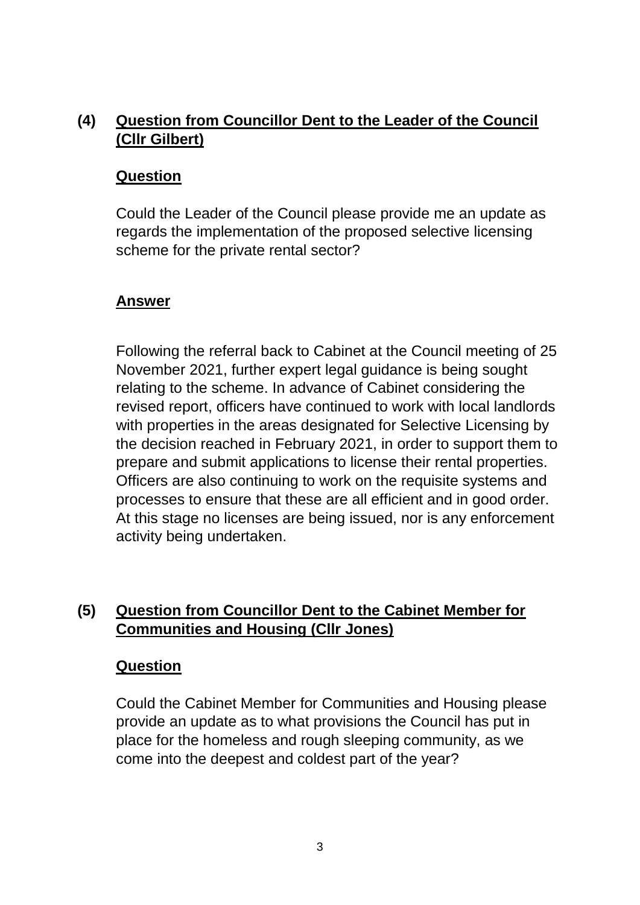## (4) Question from Councillor Dent to the Leader of the Council (Cllr Gilbert)

### Question

Could the Leader of the Council please provide me an update as regards the implementation of the proposed selective licensing scheme for the private rental sector?

### Answer

Following the referral back to Cabinet at the Council meeting of 25 November 2021, further expert legal guidance is being sought relating to the scheme. In advance of Cabinet considering the revised report, officers have continued to work with local landlords with properties in the areas designated for Selective Licensing by the decision reached in February 2021, in order to support them to prepare and submit applications to license their rental properties. Officers are also continuing to work on the requisite systems and processes to ensure that these are all efficient and in good order. At this stage no licenses are being issued, nor is any enforcement activity being undertaken.

## (5) Question from Councillor Dent to the Cabinet Member for Communities and Housing (Cllr Jones)

### Question

Could the Cabinet Member for Communities and Housing please provide an update as to what provisions the Council has put in place for the homeless and rough sleeping community, as we come into the deepest and coldest part of the year?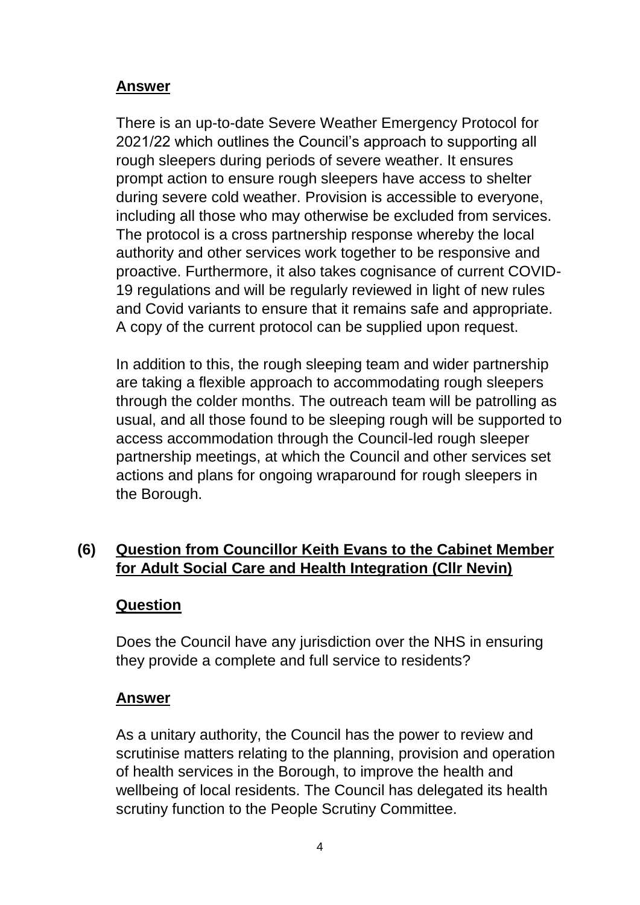**Answer**

There is an up-to-date Severe Weather Emergency Protocol for 2021/22 which outlines the Council's approach to supporting all rough sleepers during periods of severe weather. It ensures prompt action to ensure rough sleepers have access to shelter during severe cold weather. Provision is accessible to everyone, including all those who may otherwise be excluded from services. The protocol is a cross partnership response whereby the local authority and other services work together to be responsive and proactive. Furthermore, it also takes cognisance of current COVID-19 regulations and will be regularly reviewed in light of new rules and Covid variants to ensure that it remains safe and appropriate. A copy of the current protocol can be supplied upon request.

In addition to this, the rough sleeping team and wider partnership are taking a flexible approach to accommodating rough sleepers through the colder months. The outreach team will be patrolling as usual, and all those found to be sleeping rough will be supported to access accommodation through the Council-led rough sleeper partnership meetings, at which the Council and other services set actions and plans for ongoing wraparound for rough sleepers in the Borough.

**(6) Question from Councillor Keith Evans to the Cabinet Member for Adult Social Care and Health Integration (Cllr Nevin)**

**Question**

Does the Council have any jurisdiction over the NHS in ensuring they provide a complete and full service to residents?

**Answer**

As a unitary authority, the Council has the power to review and scrutinise matters relating to the planning, provision and operation of health services in the Borough, to improve the health and wellbeing of local residents. The Council has delegated its health scrutiny function to the People Scrutiny Committee.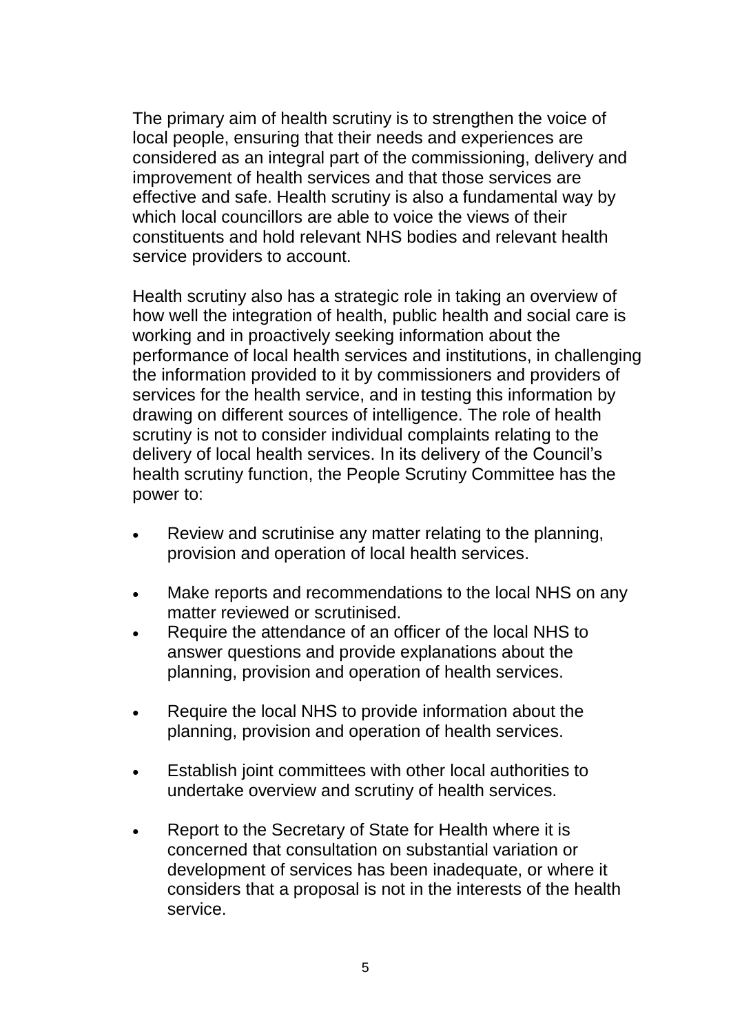The primary aim of health scrutiny is to strengthen the voice of local people, ensuring that their needs and experiences are considered as an integral part of the commissioning, delivery and improvement of health services and that those services are effective and safe. Health scrutiny is also a fundamental way by which local councillors are able to voice the views of their constituents and hold relevant NHS bodies and relevant health service providers to account.

Health scrutiny also has a strategic role in taking an overview of how well the integration of health, public health and social care is working and in proactively seeking information about the performance of local health services and institutions, in challenging the information provided to it by commissioners and providers of services for the health service, and in testing this information by drawing on different sources of intelligence. The role of health scrutiny is not to consider individual complaints relating to the delivery of local health services. In its delivery of the Council's health scrutiny function, the People Scrutiny Committee has the power to:

- Review and scrutinise any matter relating to the planning, provision and operation of local health services.
- Make reports and recommendations to the local NHS on any matter reviewed or scrutinised.
- Require the attendance of an officer of the local NHS to answer questions and provide explanations about the planning, provision and operation of health services.
- Require the local NHS to provide information about the planning, provision and operation of health services.
- Establish joint committees with other local authorities to undertake overview and scrutiny of health services.
- Report to the Secretary of State for Health where it is concerned that consultation on substantial variation or development of services has been inadequate, or where it considers that a proposal is not in the interests of the health service.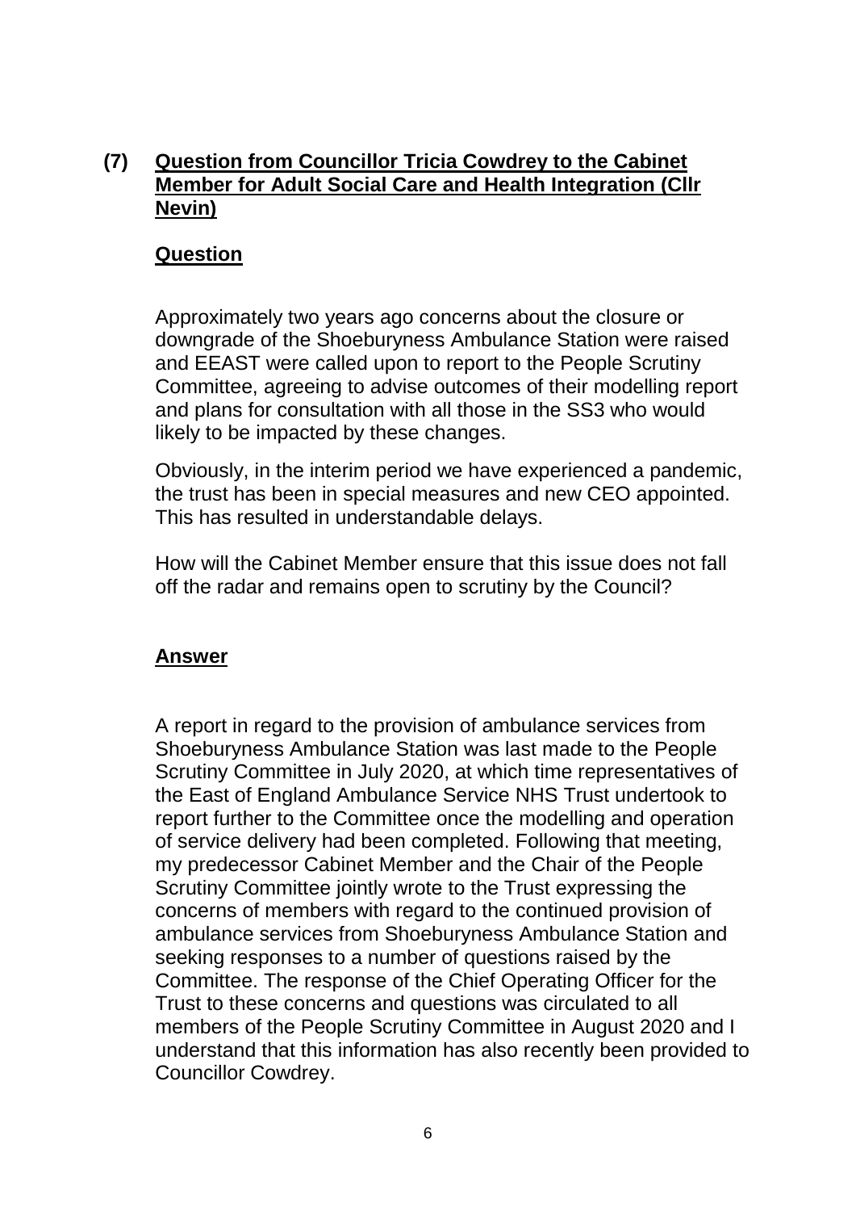## (7) Question from Councillor Tricia Cowdrey to the Cabinet Member for Adult Social Care and Health Integration (Cllr Nevin)

### Question

Approximately two years ago concerns about the closure or downgrade of the Shoeburyness Ambulance Station were raised and EEAST were called upon to report to the People Scrutiny Committee, agreeing to advise outcomes of their modelling report and plans for consultation with all those in the SS3 who would likely to be impacted by these changes.

Obviously, in the interim period we have experienced a pandemic, the trust has been in special measures and new CEO appointed. This has resulted in understandable delays.

How will the Cabinet Member ensure that this issue does not fall off the radar and remains open to scrutiny by the Council?

### Answer

A report in regard to the provision of ambulance services from Shoeburyness Ambulance Station was last made to the People Scrutiny Committee in July 2020, at which time representatives of the East of England Ambulance Service NHS Trust undertook to report further to the Committee once the modelling and operation of service delivery had been completed. Following that meeting, my predecessor Cabinet Member and the Chair of the People Scrutiny Committee jointly wrote to the Trust expressing the concerns of members with regard to the continued provision of ambulance services from Shoeburyness Ambulance Station and seeking responses to a number of questions raised by the Committee. The response of the Chief Operating Officer for the Trust to these concerns and questions was circulated to all members of the People Scrutiny Committee in August 2020 and I understand that this information has also recently been provided to Councillor Cowdrey.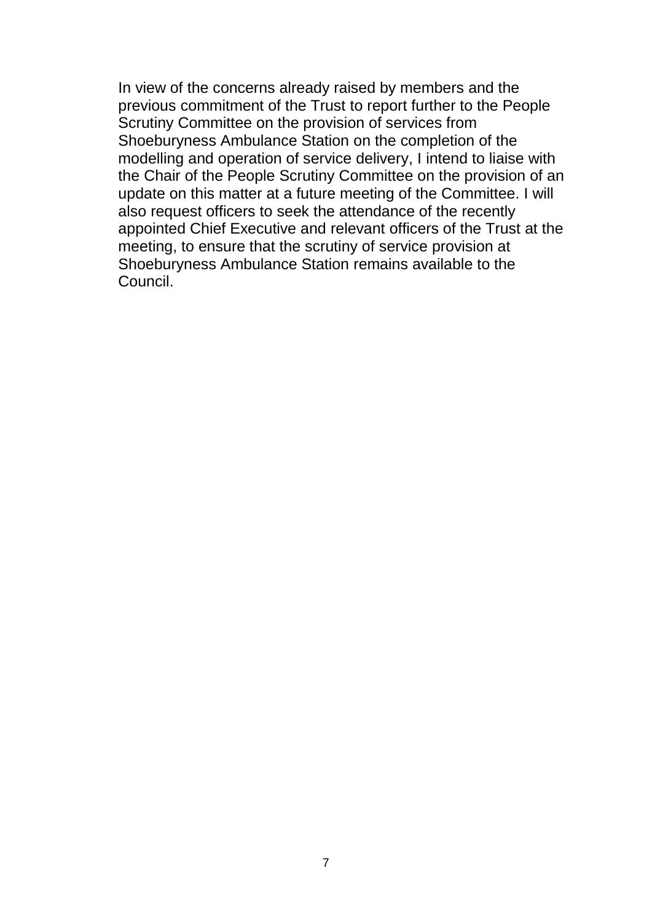In view of the concerns already raised by members and the previous commitment of the Trust to report further to the People Scrutiny Committee on the provision of services from Shoeburyness Ambulance Station on the completion of the modelling and operation of service delivery, I intend to liaise with the Chair of the People Scrutiny Committee on the provision of an update on this matter at a future meeting of the Committee. I will also request officers to seek the attendance of the recently appointed Chief Executive and relevant officers of the Trust at the meeting, to ensure that the scrutiny of service provision at Shoeburyness Ambulance Station remains available to the Council.